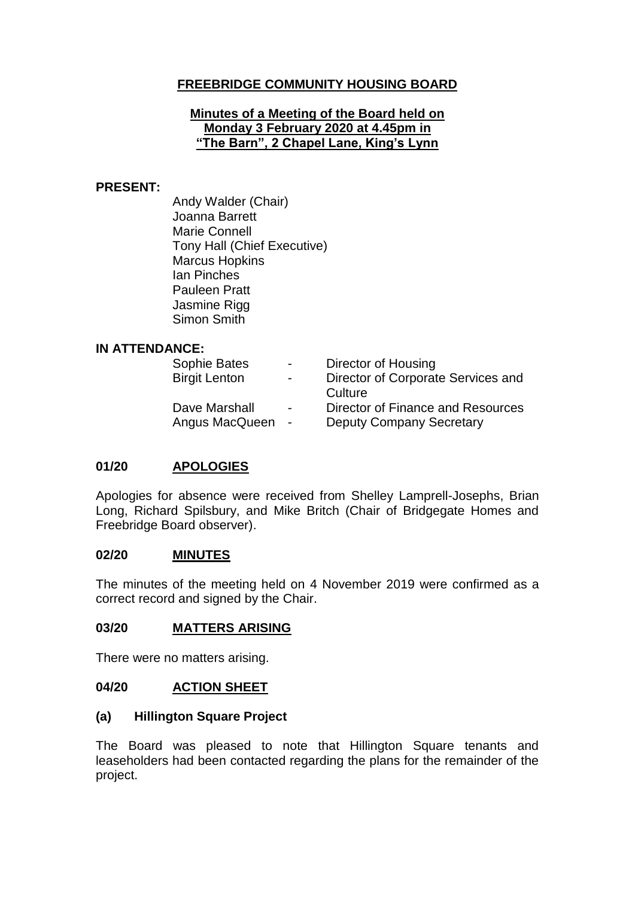# FREEBRIDGE COMMUNITY HOUSING BOARD

**Minutes of a Meeting of the Board held on Monday 3 February 2020 at 4.45pm in "The Barn", 2 Chapel Lane, King's Lynn**

**PRESENT:**

Andy Walder (Chair)
Joanna Barrett
Marie Connell
Tony Hall (Chief Executive)
Marcus Hopkins
Ian Pinches
Pauleen Pratt
Jasmine Rigg
Simon Smith

**IN ATTENDANCE:**

| | | |
|---|---|---|
| Sophie Bates | - | Director of Housing |
| Birgit Lenton | - | Director of Corporate Services and Culture |
| Dave Marshall | - | Director of Finance and Resources |
| Angus MacQueen | - | Deputy Company Secretary |

## 01/20 APOLOGIES

Apologies for absence were received from Shelley Lamprell-Josephs, Brian Long, Richard Spilsbury, and Mike Britch (Chair of Bridgegate Homes and Freebridge Board observer).

## 02/20 MINUTES

The minutes of the meeting held on 4 November 2019 were confirmed as a correct record and signed by the Chair.

## 03/20 MATTERS ARISING

There were no matters arising.

## 04/20 ACTION SHEET

### (a) Hillington Square Project

The Board was pleased to note that Hillington Square tenants and leaseholders had been contacted regarding the plans for the remainder of the project.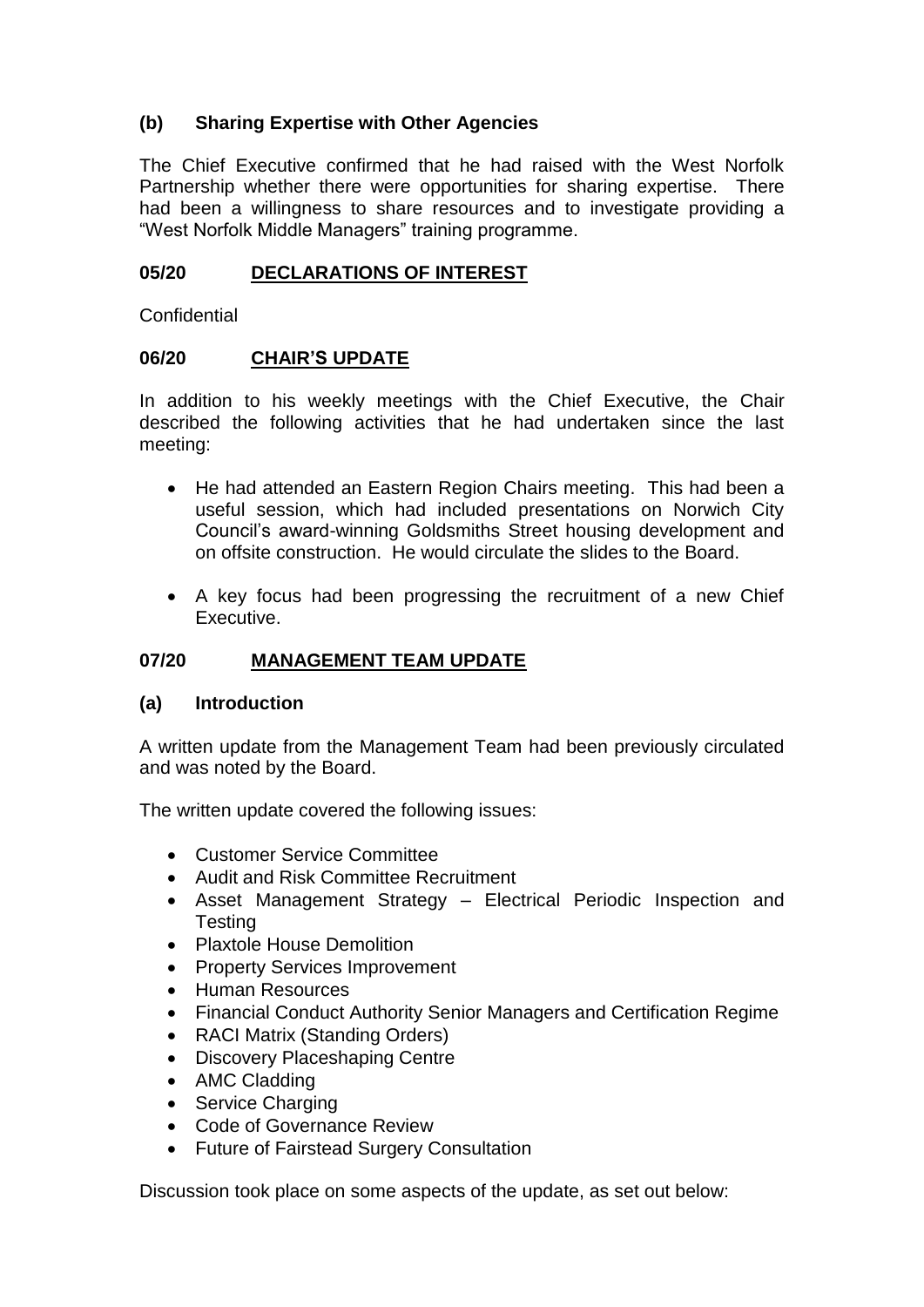### (b) Sharing Expertise with Other Agencies

The Chief Executive confirmed that he had raised with the West Norfolk Partnership whether there were opportunities for sharing expertise. There had been a willingness to share resources and to investigate providing a "West Norfolk Middle Managers" training programme.

## 05/20 DECLARATIONS OF INTEREST

Confidential

## 06/20 CHAIR'S UPDATE

In addition to his weekly meetings with the Chief Executive, the Chair described the following activities that he had undertaken since the last meeting:

- He had attended an Eastern Region Chairs meeting. This had been a useful session, which had included presentations on Norwich City Council's award-winning Goldsmiths Street housing development and on offsite construction. He would circulate the slides to the Board.
- A key focus had been progressing the recruitment of a new Chief Executive.

## 07/20 MANAGEMENT TEAM UPDATE

### (a) Introduction

A written update from the Management Team had been previously circulated and was noted by the Board.

The written update covered the following issues:

- Customer Service Committee
- Audit and Risk Committee Recruitment
- Asset Management Strategy – Electrical Periodic Inspection and Testing
- Plaxtole House Demolition
- Property Services Improvement
- Human Resources
- Financial Conduct Authority Senior Managers and Certification Regime
- RACI Matrix (Standing Orders)
- Discovery Placeshaping Centre
- AMC Cladding
- Service Charging
- Code of Governance Review
- Future of Fairstead Surgery Consultation

Discussion took place on some aspects of the update, as set out below: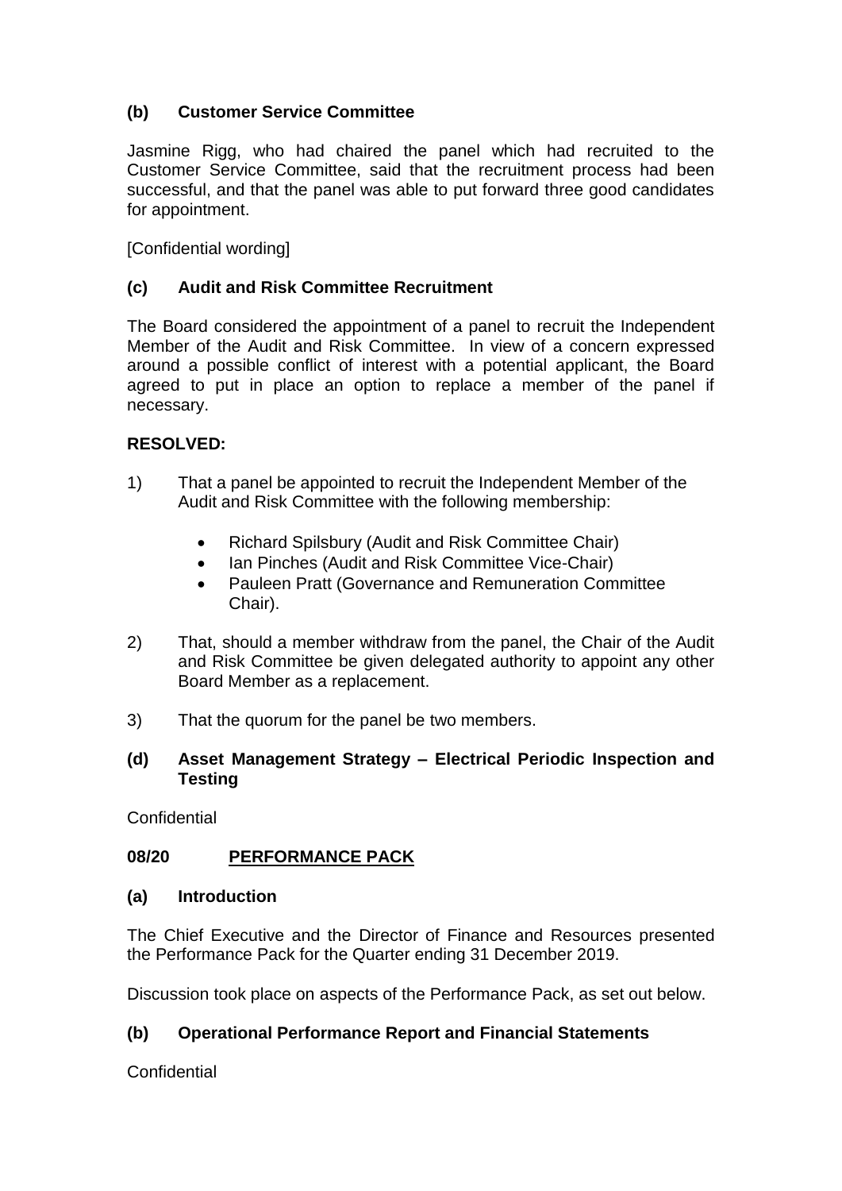### (b) Customer Service Committee

Jasmine Rigg, who had chaired the panel which had recruited to the Customer Service Committee, said that the recruitment process had been successful, and that the panel was able to put forward three good candidates for appointment.

[Confidential wording]

### (c) Audit and Risk Committee Recruitment

The Board considered the appointment of a panel to recruit the Independent Member of the Audit and Risk Committee. In view of a concern expressed around a possible conflict of interest with a potential applicant, the Board agreed to put in place an option to replace a member of the panel if necessary.

**RESOLVED:**

1) That a panel be appointed to recruit the Independent Member of the Audit and Risk Committee with the following membership:

   - Richard Spilsbury (Audit and Risk Committee Chair)
   - Ian Pinches (Audit and Risk Committee Vice-Chair)
   - Pauleen Pratt (Governance and Remuneration Committee Chair).

2) That, should a member withdraw from the panel, the Chair of the Audit and Risk Committee be given delegated authority to appoint any other Board Member as a replacement.

3) That the quorum for the panel be two members.

### (d) Asset Management Strategy – Electrical Periodic Inspection and Testing

Confidential

## 08/20 PERFORMANCE PACK

### (a) Introduction

The Chief Executive and the Director of Finance and Resources presented the Performance Pack for the Quarter ending 31 December 2019.

Discussion took place on aspects of the Performance Pack, as set out below.

### (b) Operational Performance Report and Financial Statements

Confidential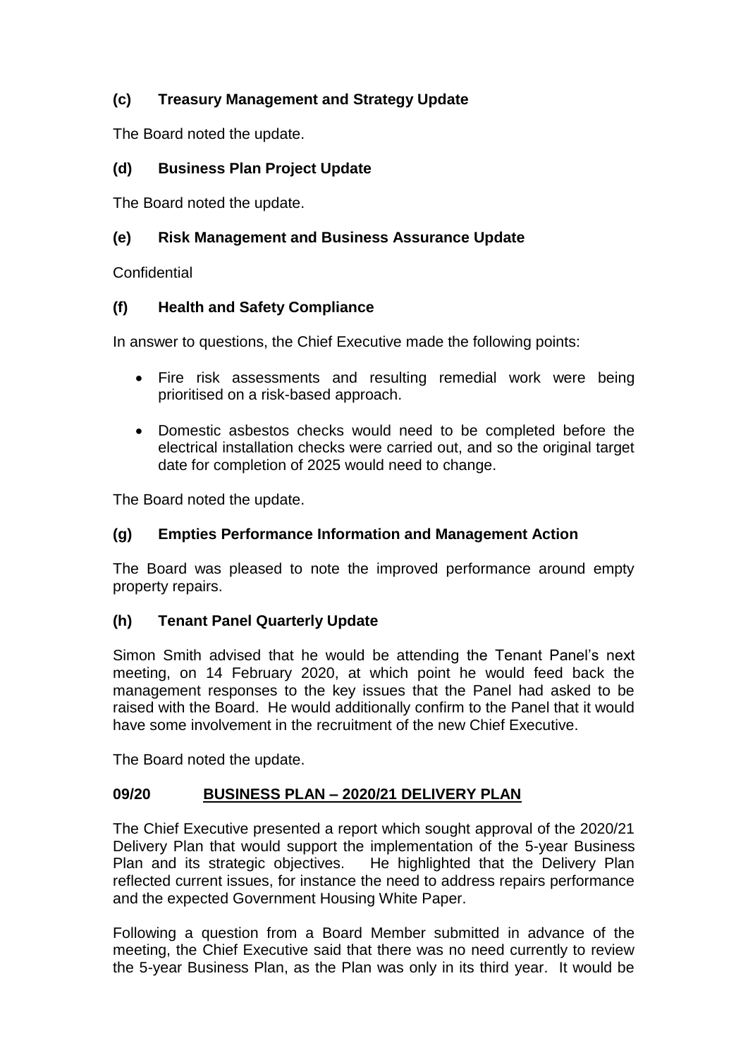### (c) Treasury Management and Strategy Update

The Board noted the update.

### (d) Business Plan Project Update

The Board noted the update.

### (e) Risk Management and Business Assurance Update

Confidential

### (f) Health and Safety Compliance

In answer to questions, the Chief Executive made the following points:

- Fire risk assessments and resulting remedial work were being prioritised on a risk-based approach.
- Domestic asbestos checks would need to be completed before the electrical installation checks were carried out, and so the original target date for completion of 2025 would need to change.

The Board noted the update.

### (g) Empties Performance Information and Management Action

The Board was pleased to note the improved performance around empty property repairs.

### (h) Tenant Panel Quarterly Update

Simon Smith advised that he would be attending the Tenant Panel's next meeting, on 14 February 2020, at which point he would feed back the management responses to the key issues that the Panel had asked to be raised with the Board. He would additionally confirm to the Panel that it would have some involvement in the recruitment of the new Chief Executive.

The Board noted the update.

## 09/20 BUSINESS PLAN – 2020/21 DELIVERY PLAN

The Chief Executive presented a report which sought approval of the 2020/21 Delivery Plan that would support the implementation of the 5-year Business Plan and its strategic objectives. He highlighted that the Delivery Plan reflected current issues, for instance the need to address repairs performance and the expected Government Housing White Paper.

Following a question from a Board Member submitted in advance of the meeting, the Chief Executive said that there was no need currently to review the 5-year Business Plan, as the Plan was only in its third year. It would be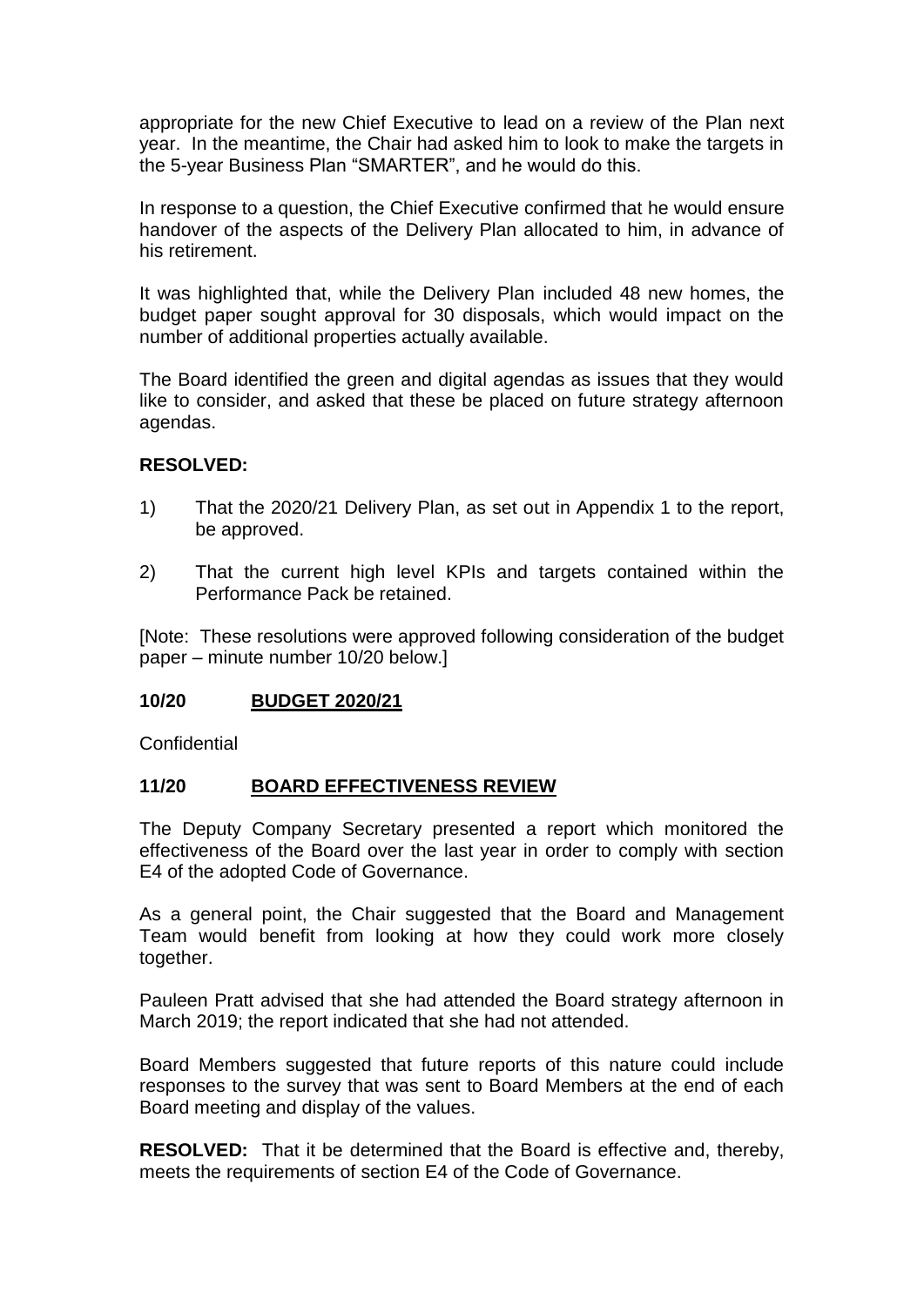appropriate for the new Chief Executive to lead on a review of the Plan next year. In the meantime, the Chair had asked him to look to make the targets in the 5-year Business Plan "SMARTER", and he would do this.

In response to a question, the Chief Executive confirmed that he would ensure handover of the aspects of the Delivery Plan allocated to him, in advance of his retirement.

It was highlighted that, while the Delivery Plan included 48 new homes, the budget paper sought approval for 30 disposals, which would impact on the number of additional properties actually available.

The Board identified the green and digital agendas as issues that they would like to consider, and asked that these be placed on future strategy afternoon agendas.

**RESOLVED:**

1) That the 2020/21 Delivery Plan, as set out in Appendix 1 to the report, be approved.

2) That the current high level KPIs and targets contained within the Performance Pack be retained.

[Note: These resolutions were approved following consideration of the budget paper – minute number 10/20 below.]

## 10/20 BUDGET 2020/21

Confidential

## 11/20 BOARD EFFECTIVENESS REVIEW

The Deputy Company Secretary presented a report which monitored the effectiveness of the Board over the last year in order to comply with section E4 of the adopted Code of Governance.

As a general point, the Chair suggested that the Board and Management Team would benefit from looking at how they could work more closely together.

Pauleen Pratt advised that she had attended the Board strategy afternoon in March 2019; the report indicated that she had not attended.

Board Members suggested that future reports of this nature could include responses to the survey that was sent to Board Members at the end of each Board meeting and display of the values.

**RESOLVED:** That it be determined that the Board is effective and, thereby, meets the requirements of section E4 of the Code of Governance.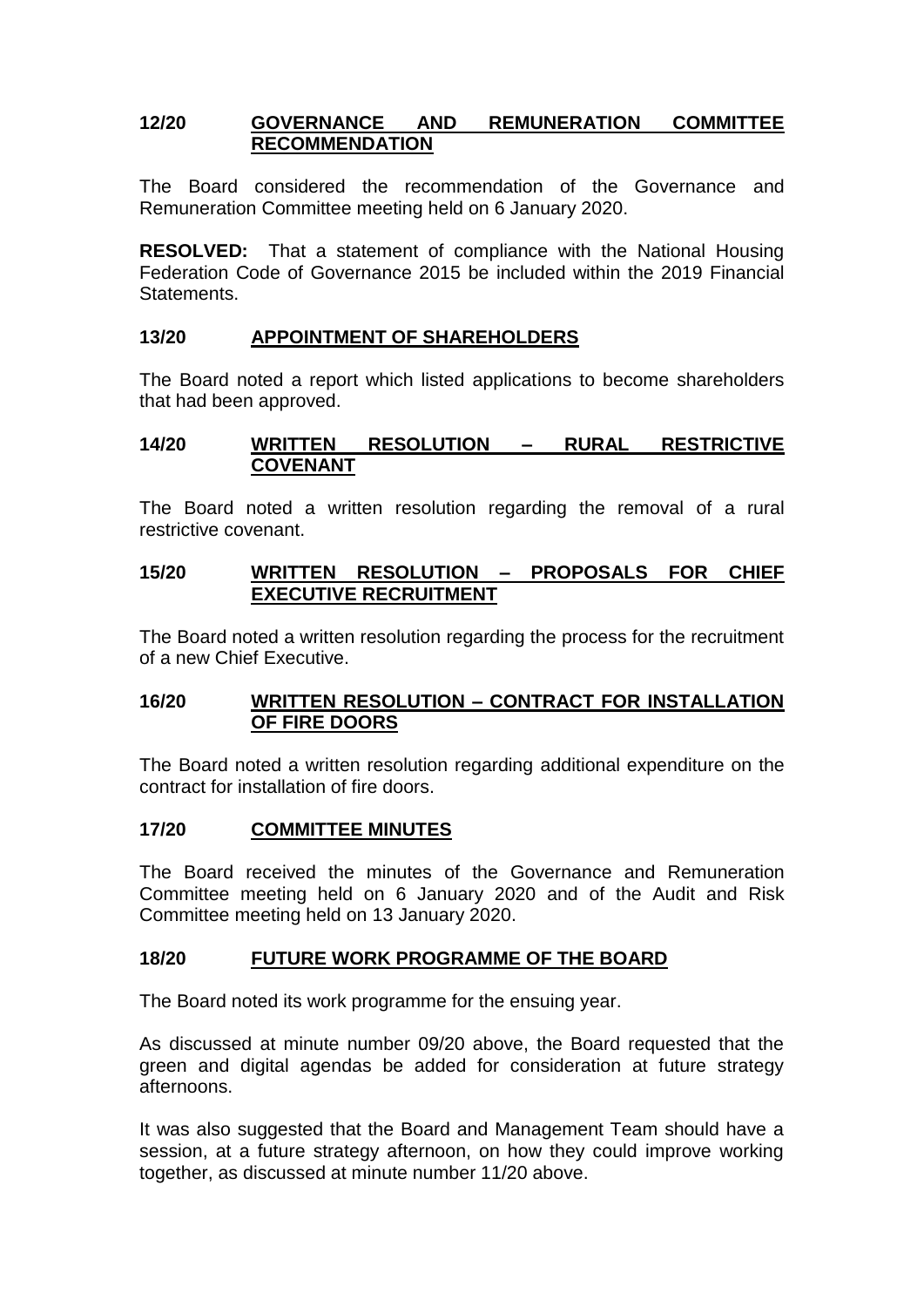## 12/20 GOVERNANCE AND REMUNERATION COMMITTEE RECOMMENDATION

The Board considered the recommendation of the Governance and Remuneration Committee meeting held on 6 January 2020.

**RESOLVED:** That a statement of compliance with the National Housing Federation Code of Governance 2015 be included within the 2019 Financial Statements.

## 13/20 APPOINTMENT OF SHAREHOLDERS

The Board noted a report which listed applications to become shareholders that had been approved.

## 14/20 WRITTEN RESOLUTION – RURAL RESTRICTIVE COVENANT

The Board noted a written resolution regarding the removal of a rural restrictive covenant.

## 15/20 WRITTEN RESOLUTION – PROPOSALS FOR CHIEF EXECUTIVE RECRUITMENT

The Board noted a written resolution regarding the process for the recruitment of a new Chief Executive.

## 16/20 WRITTEN RESOLUTION – CONTRACT FOR INSTALLATION OF FIRE DOORS

The Board noted a written resolution regarding additional expenditure on the contract for installation of fire doors.

## 17/20 COMMITTEE MINUTES

The Board received the minutes of the Governance and Remuneration Committee meeting held on 6 January 2020 and of the Audit and Risk Committee meeting held on 13 January 2020.

## 18/20 FUTURE WORK PROGRAMME OF THE BOARD

The Board noted its work programme for the ensuing year.

As discussed at minute number 09/20 above, the Board requested that the green and digital agendas be added for consideration at future strategy afternoons.

It was also suggested that the Board and Management Team should have a session, at a future strategy afternoon, on how they could improve working together, as discussed at minute number 11/20 above.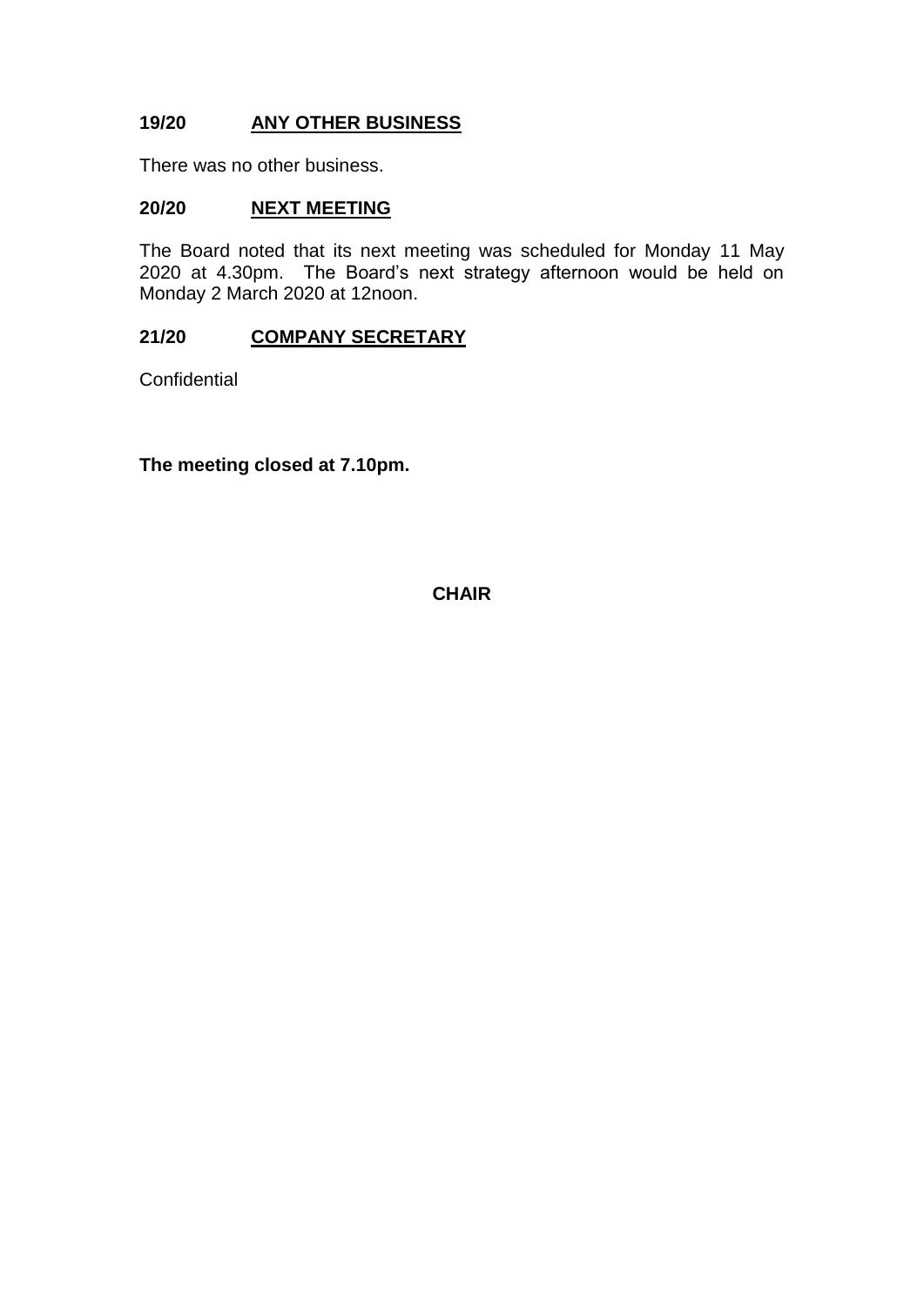**19/20 ANY OTHER BUSINESS**

There was no other business.

**20/20 NEXT MEETING**

The Board noted that its next meeting was scheduled for Monday 11 May 2020 at 4.30pm. The Board's next strategy afternoon would be held on Monday 2 March 2020 at 12noon.

**21/20 COMPANY SECRETARY**

Confidential

**The meeting closed at 7.10pm.**

**CHAIR**